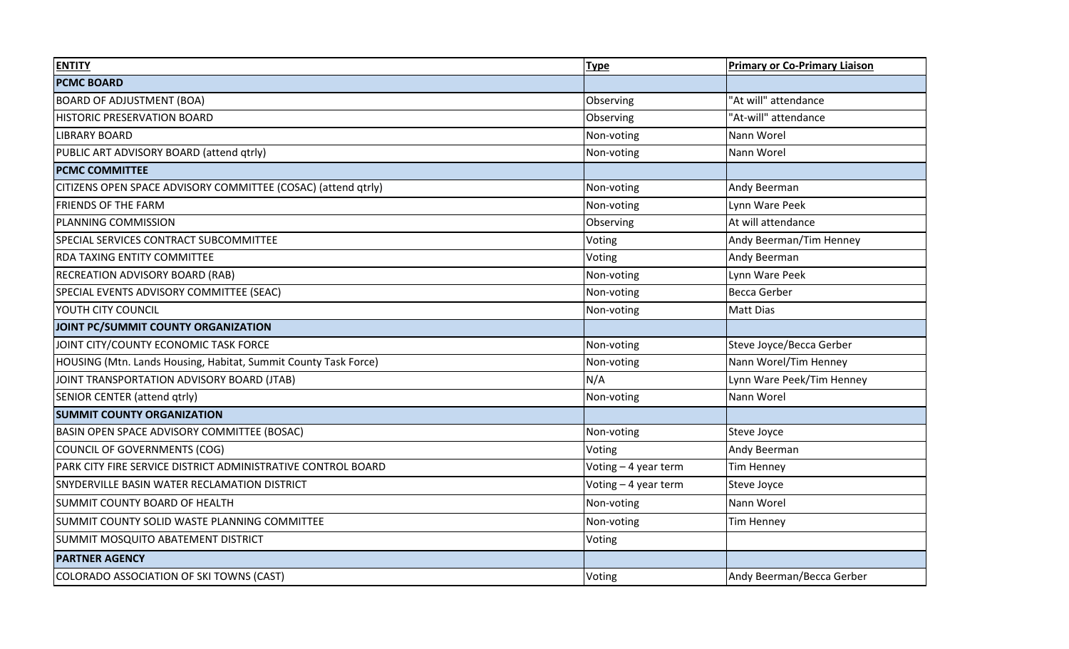| **ENTITY** | **Type** | **Primary or Co-Primary Liaison** |
| --- | --- | --- |
| **PCMC BOARD** | | |
| BOARD OF ADJUSTMENT (BOA) | Observing | "At will" attendance |
| HISTORIC PRESERVATION BOARD | Observing | "At-will" attendance |
| LIBRARY BOARD | Non-voting | Nann Worel |
| PUBLIC ART ADVISORY BOARD (attend qtrly) | Non-voting | Nann Worel |
| **PCMC COMMITTEE** | | |
| CITIZENS OPEN SPACE ADVISORY COMMITTEE (COSAC) (attend qtrly) | Non-voting | Andy Beerman |
| FRIENDS OF THE FARM | Non-voting | Lynn Ware Peek |
| PLANNING COMMISSION | Observing | At will attendance |
| SPECIAL SERVICES CONTRACT SUBCOMMITTEE | Voting | Andy Beerman/Tim Henney |
| RDA TAXING ENTITY COMMITTEE | Voting | Andy Beerman |
| RECREATION ADVISORY BOARD (RAB) | Non-voting | Lynn Ware Peek |
| SPECIAL EVENTS ADVISORY COMMITTEE (SEAC) | Non-voting | Becca Gerber |
| YOUTH CITY COUNCIL | Non-voting | Matt Dias |
| **JOINT PC/SUMMIT COUNTY ORGANIZATION** | | |
| JOINT CITY/COUNTY ECONOMIC TASK FORCE | Non-voting | Steve Joyce/Becca Gerber |
| HOUSING (Mtn. Lands Housing, Habitat, Summit County Task Force) | Non-voting | Nann Worel/Tim Henney |
| JOINT TRANSPORTATION ADVISORY BOARD (JTAB) | N/A | Lynn Ware Peek/Tim Henney |
| SENIOR CENTER (attend qtrly) | Non-voting | Nann Worel |
| **SUMMIT COUNTY ORGANIZATION** | | |
| BASIN OPEN SPACE ADVISORY COMMITTEE (BOSAC) | Non-voting | Steve Joyce |
| COUNCIL OF GOVERNMENTS (COG) | Voting | Andy Beerman |
| PARK CITY FIRE SERVICE DISTRICT ADMINISTRATIVE CONTROL BOARD | Voting – 4 year term | Tim Henney |
| SNYDERVILLE BASIN WATER RECLAMATION DISTRICT | Voting – 4 year term | Steve Joyce |
| SUMMIT COUNTY BOARD OF HEALTH | Non-voting | Nann Worel |
| SUMMIT COUNTY SOLID WASTE PLANNING COMMITTEE | Non-voting | Tim Henney |
| SUMMIT MOSQUITO ABATEMENT DISTRICT | Voting | |
| **PARTNER AGENCY** | | |
| COLORADO ASSOCIATION OF SKI TOWNS (CAST) | Voting | Andy Beerman/Becca Gerber |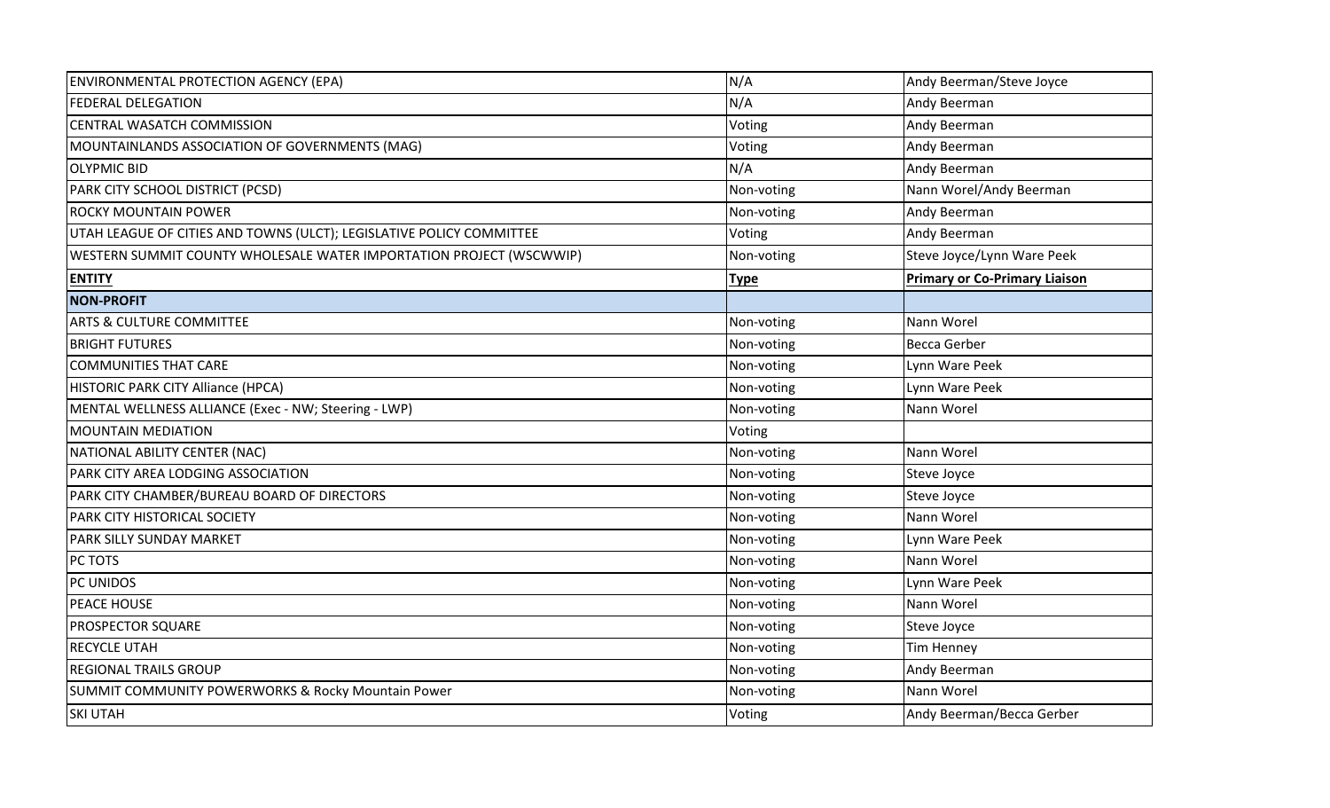| | | |
|---|---|---|
| ENVIRONMENTAL PROTECTION AGENCY (EPA) | N/A | Andy Beerman/Steve Joyce |
| FEDERAL DELEGATION | N/A | Andy Beerman |
| CENTRAL WASATCH COMMISSION | Voting | Andy Beerman |
| MOUNTAINLANDS ASSOCIATION OF GOVERNMENTS (MAG) | Voting | Andy Beerman |
| OLYPMIC BID | N/A | Andy Beerman |
| PARK CITY SCHOOL DISTRICT (PCSD) | Non-voting | Nann Worel/Andy Beerman |
| ROCKY MOUNTAIN POWER | Non-voting | Andy Beerman |
| UTAH LEAGUE OF CITIES AND TOWNS (ULCT); LEGISLATIVE POLICY COMMITTEE | Voting | Andy Beerman |
| WESTERN SUMMIT COUNTY WHOLESALE WATER IMPORTATION PROJECT (WSCWWIP) | Non-voting | Steve Joyce/Lynn Ware Peek |
| **ENTITY** | **Type** | **Primary or Co-Primary Liaison** |
| **NON-PROFIT** | | |
| ARTS & CULTURE COMMITTEE | Non-voting | Nann Worel |
| BRIGHT FUTURES | Non-voting | Becca Gerber |
| COMMUNITIES THAT CARE | Non-voting | Lynn Ware Peek |
| HISTORIC PARK CITY Alliance (HPCA) | Non-voting | Lynn Ware Peek |
| MENTAL WELLNESS ALLIANCE (Exec - NW; Steering - LWP) | Non-voting | Nann Worel |
| MOUNTAIN MEDIATION | Voting | |
| NATIONAL ABILITY CENTER (NAC) | Non-voting | Nann Worel |
| PARK CITY AREA LODGING ASSOCIATION | Non-voting | Steve Joyce |
| PARK CITY CHAMBER/BUREAU BOARD OF DIRECTORS | Non-voting | Steve Joyce |
| PARK CITY HISTORICAL SOCIETY | Non-voting | Nann Worel |
| PARK SILLY SUNDAY MARKET | Non-voting | Lynn Ware Peek |
| PC TOTS | Non-voting | Nann Worel |
| PC UNIDOS | Non-voting | Lynn Ware Peek |
| PEACE HOUSE | Non-voting | Nann Worel |
| PROSPECTOR SQUARE | Non-voting | Steve Joyce |
| RECYCLE UTAH | Non-voting | Tim Henney |
| REGIONAL TRAILS GROUP | Non-voting | Andy Beerman |
| SUMMIT COMMUNITY POWERWORKS & Rocky Mountain Power | Non-voting | Nann Worel |
| SKI UTAH | Voting | Andy Beerman/Becca Gerber |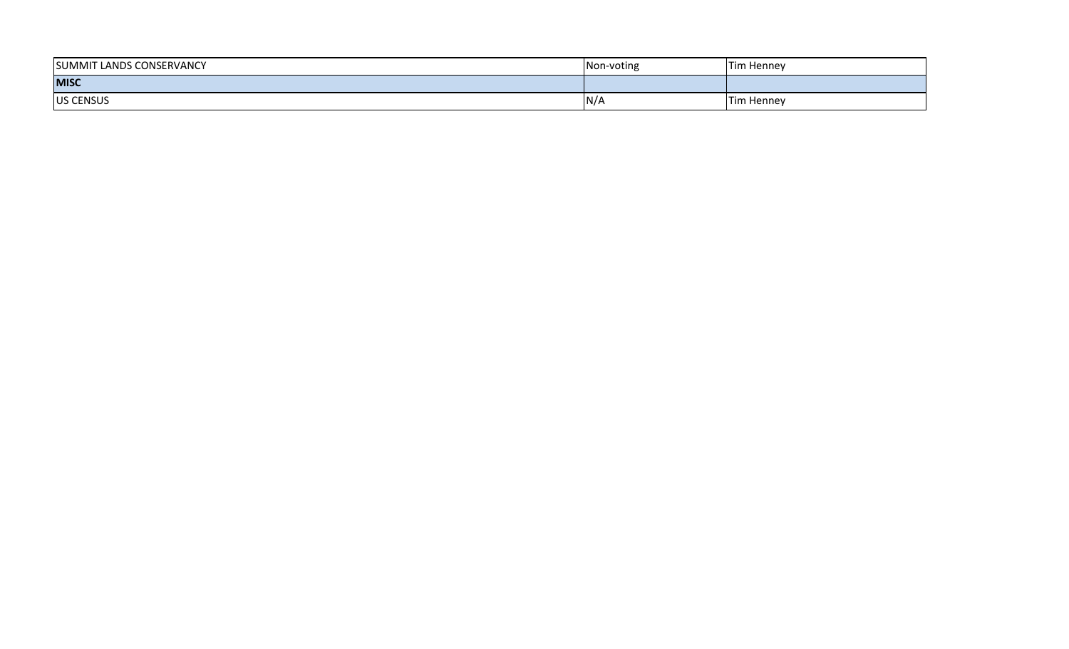| | | |
|---|---|---|
| SUMMIT LANDS CONSERVANCY | Non-voting | Tim Henney |
| **MISC** | | |
| US CENSUS | N/A | Tim Henney |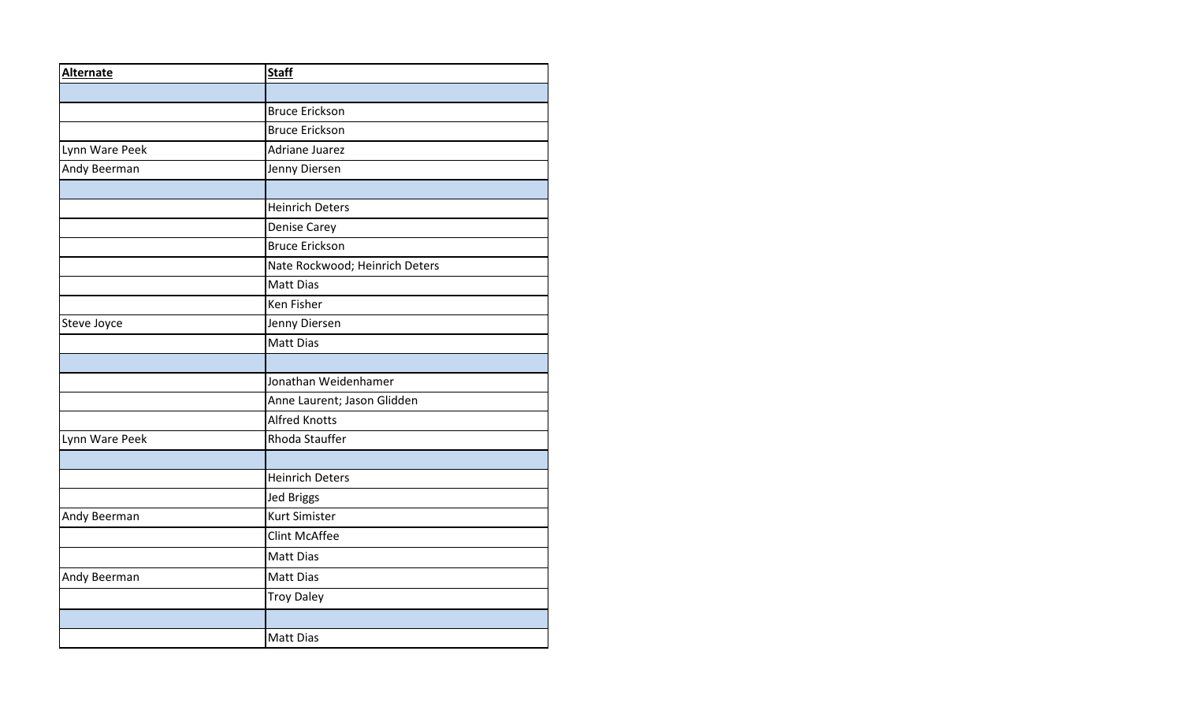| Alternate | Staff |
|---|---|
| | |
| | Bruce Erickson |
| | Bruce Erickson |
| Lynn Ware Peek | Adriane Juarez |
| Andy Beerman | Jenny Diersen |
| | |
| | Heinrich Deters |
| | Denise Carey |
| | Bruce Erickson |
| | Nate Rockwood; Heinrich Deters |
| | Matt Dias |
| | Ken Fisher |
| Steve Joyce | Jenny Diersen |
| | Matt Dias |
| | |
| | Jonathan Weidenhamer |
| | Anne Laurent; Jason Glidden |
| | Alfred Knotts |
| Lynn Ware Peek | Rhoda Stauffer |
| | |
| | Heinrich Deters |
| | Jed Briggs |
| Andy Beerman | Kurt Simister |
| | Clint McAffee |
| | Matt Dias |
| Andy Beerman | Matt Dias |
| | Troy Daley |
| | |
| | Matt Dias |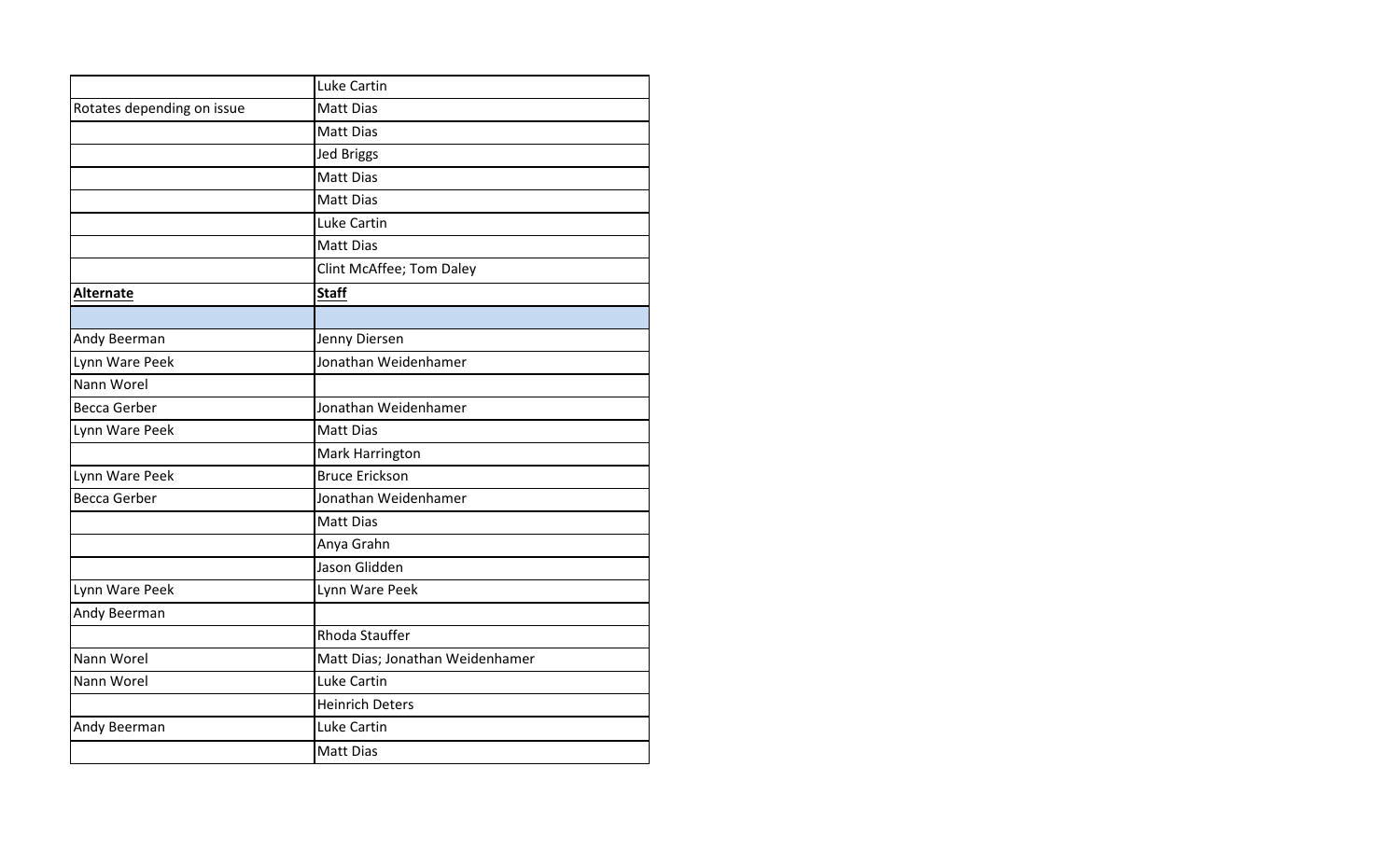| | |
|---|---|
| | Luke Cartin |
| Rotates depending on issue | Matt Dias |
| | Matt Dias |
| | Jed Briggs |
| | Matt Dias |
| | Matt Dias |
| | Luke Cartin |
| | Matt Dias |
| | Clint McAffee; Tom Daley |
| **Alternate** | **Staff** |
| | |
| Andy Beerman | Jenny Diersen |
| Lynn Ware Peek | Jonathan Weidenhamer |
| Nann Worel | |
| Becca Gerber | Jonathan Weidenhamer |
| Lynn Ware Peek | Matt Dias |
| | Mark Harrington |
| Lynn Ware Peek | Bruce Erickson |
| Becca Gerber | Jonathan Weidenhamer |
| | Matt Dias |
| | Anya Grahn |
| | Jason Glidden |
| Lynn Ware Peek | Lynn Ware Peek |
| Andy Beerman | |
| | Rhoda Stauffer |
| Nann Worel | Matt Dias; Jonathan Weidenhamer |
| Nann Worel | Luke Cartin |
| | Heinrich Deters |
| Andy Beerman | Luke Cartin |
| | Matt Dias |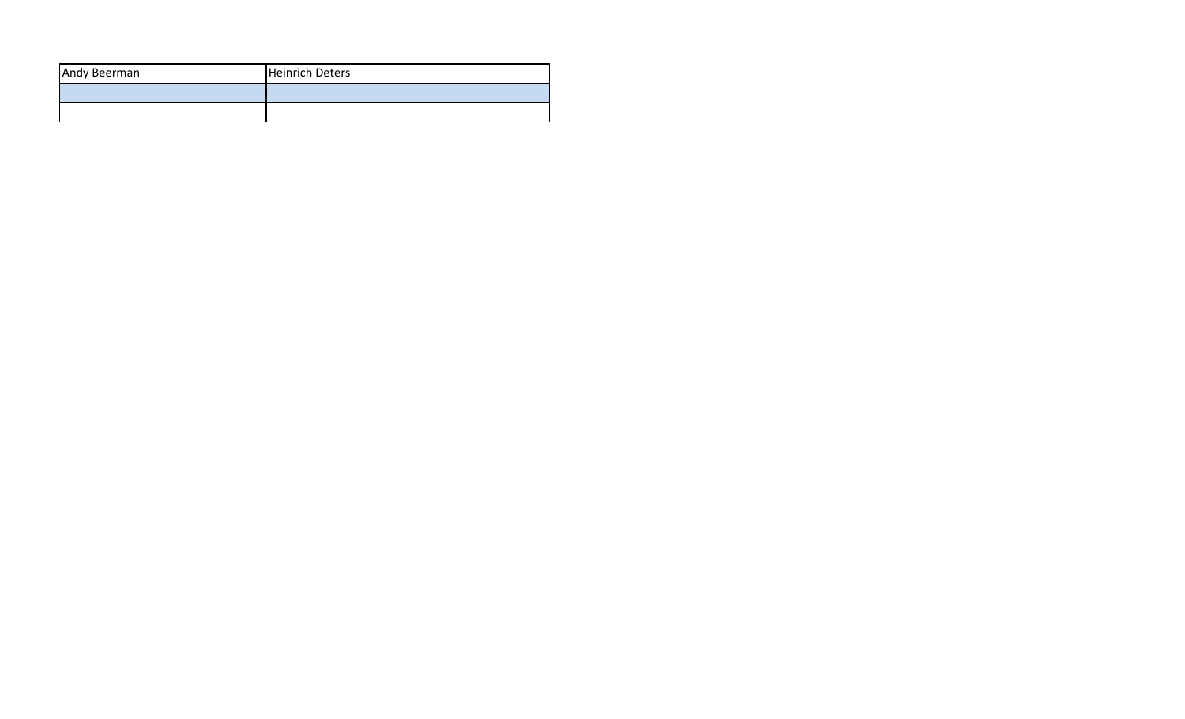| | |
|---|---|
| Andy Beerman | Heinrich Deters |
| | |
| | |